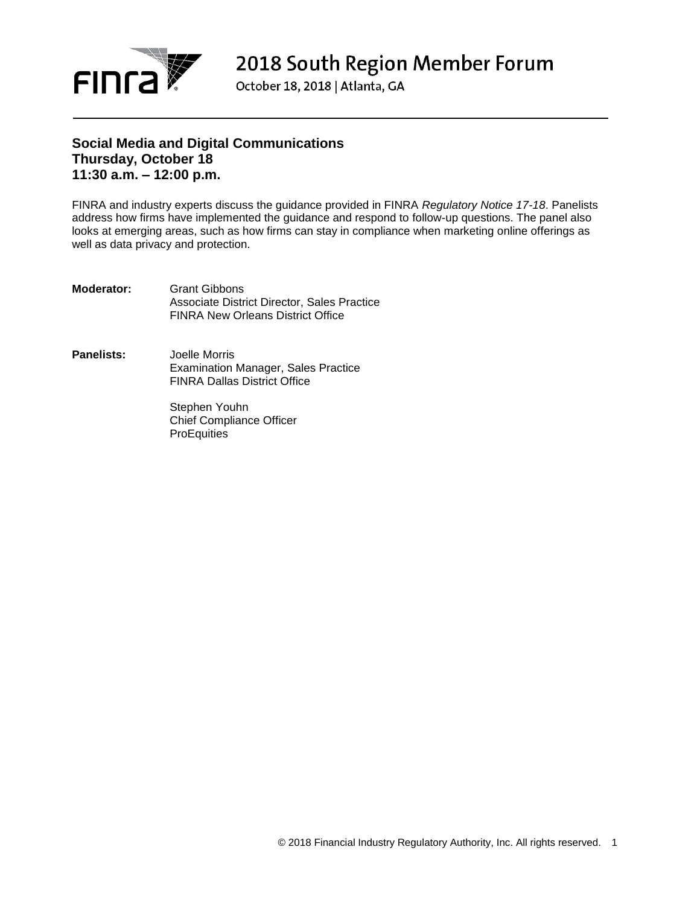# 2018 South Region Member Forum

October 18, 2018 | Atlanta, GA

## Social Media and Digital Communications
**Thursday, October 18**
**11:30 a.m. – 12:00 p.m.**

FINRA and industry experts discuss the guidance provided in FINRA *Regulatory Notice 17-18*. Panelists address how firms have implemented the guidance and respond to follow-up questions. The panel also looks at emerging areas, such as how firms can stay in compliance when marketing online offerings as well as data privacy and protection.

**Moderator:** Grant Gibbons
Associate District Director, Sales Practice
FINRA New Orleans District Office

**Panelists:** Joelle Morris
Examination Manager, Sales Practice
FINRA Dallas District Office

Stephen Youhn
Chief Compliance Officer
ProEquities

© 2018 Financial Industry Regulatory Authority, Inc. All rights reserved.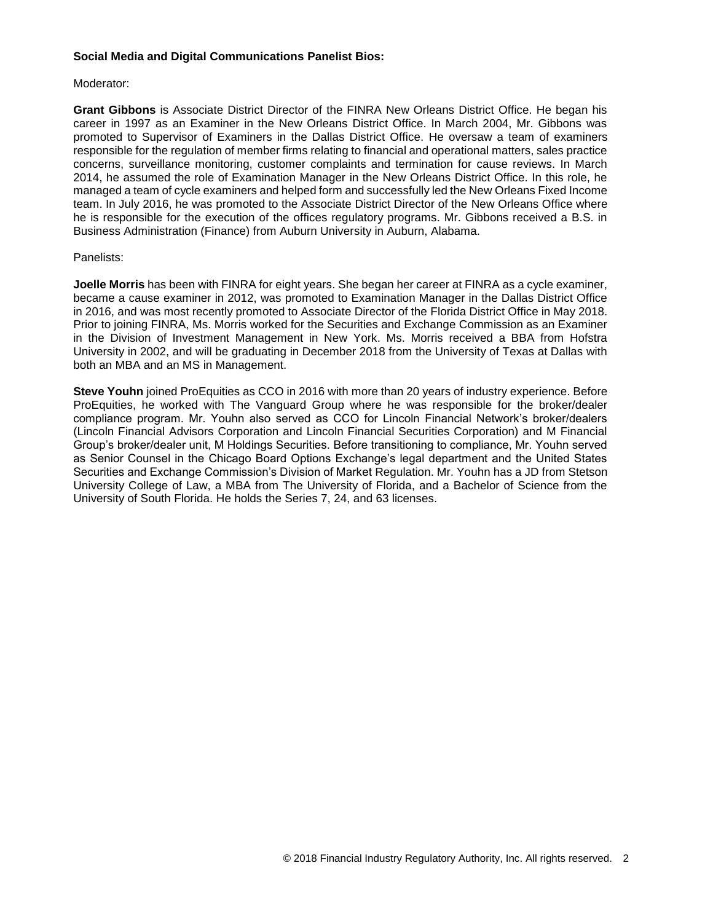**Social Media and Digital Communications Panelist Bios:**

Moderator:

**Grant Gibbons** is Associate District Director of the FINRA New Orleans District Office. He began his career in 1997 as an Examiner in the New Orleans District Office. In March 2004, Mr. Gibbons was promoted to Supervisor of Examiners in the Dallas District Office. He oversaw a team of examiners responsible for the regulation of member firms relating to financial and operational matters, sales practice concerns, surveillance monitoring, customer complaints and termination for cause reviews. In March 2014, he assumed the role of Examination Manager in the New Orleans District Office. In this role, he managed a team of cycle examiners and helped form and successfully led the New Orleans Fixed Income team. In July 2016, he was promoted to the Associate District Director of the New Orleans Office where he is responsible for the execution of the offices regulatory programs. Mr. Gibbons received a B.S. in Business Administration (Finance) from Auburn University in Auburn, Alabama.

Panelists:

**Joelle Morris** has been with FINRA for eight years. She began her career at FINRA as a cycle examiner, became a cause examiner in 2012, was promoted to Examination Manager in the Dallas District Office in 2016, and was most recently promoted to Associate Director of the Florida District Office in May 2018. Prior to joining FINRA, Ms. Morris worked for the Securities and Exchange Commission as an Examiner in the Division of Investment Management in New York. Ms. Morris received a BBA from Hofstra University in 2002, and will be graduating in December 2018 from the University of Texas at Dallas with both an MBA and an MS in Management.

**Steve Youhn** joined ProEquities as CCO in 2016 with more than 20 years of industry experience. Before ProEquities, he worked with The Vanguard Group where he was responsible for the broker/dealer compliance program. Mr. Youhn also served as CCO for Lincoln Financial Network's broker/dealers (Lincoln Financial Advisors Corporation and Lincoln Financial Securities Corporation) and M Financial Group's broker/dealer unit, M Holdings Securities. Before transitioning to compliance, Mr. Youhn served as Senior Counsel in the Chicago Board Options Exchange's legal department and the United States Securities and Exchange Commission's Division of Market Regulation. Mr. Youhn has a JD from Stetson University College of Law, a MBA from The University of Florida, and a Bachelor of Science from the University of South Florida. He holds the Series 7, 24, and 63 licenses.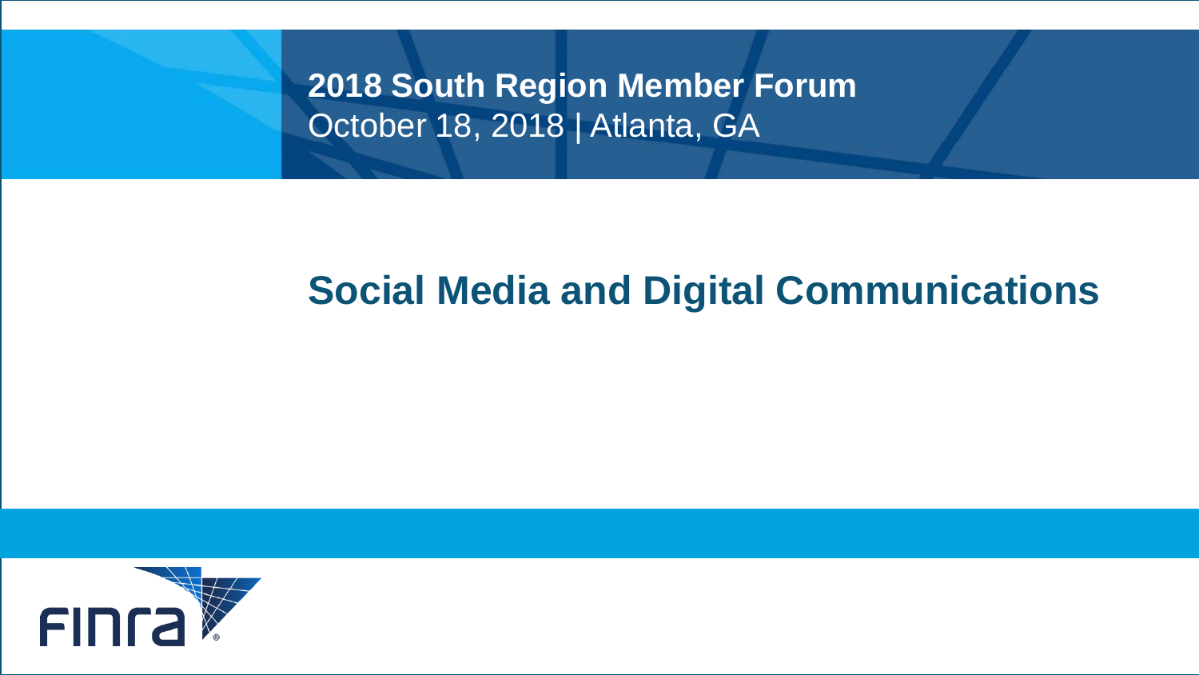**2018 South Region Member Forum**
October 18, 2018 | Atlanta, GA

# Social Media and Digital Communications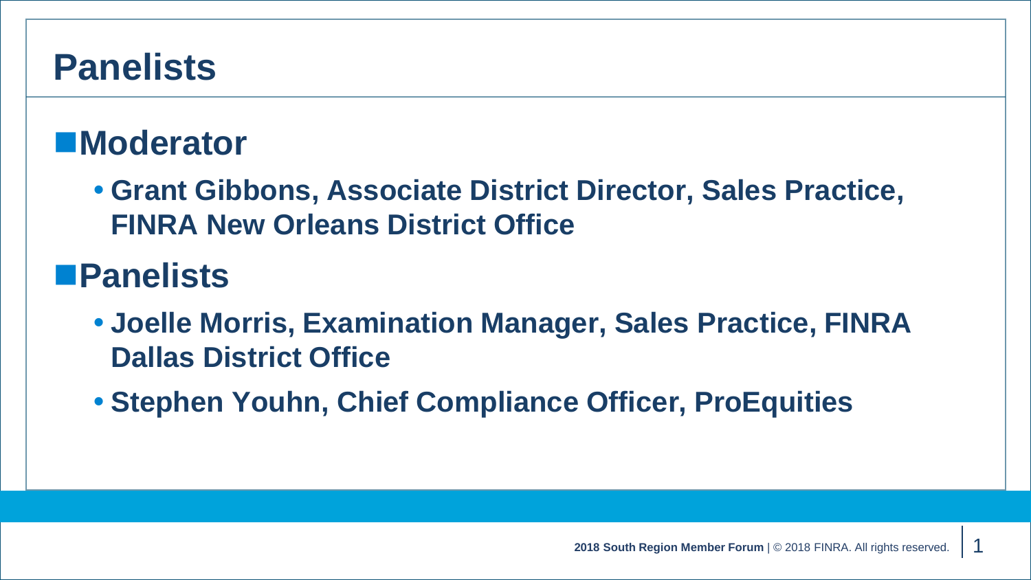# Panelists

## Moderator

- **Grant Gibbons, Associate District Director, Sales Practice, FINRA New Orleans District Office**

## Panelists

- **Joelle Morris, Examination Manager, Sales Practice, FINRA Dallas District Office**
- **Stephen Youhn, Chief Compliance Officer, ProEquities**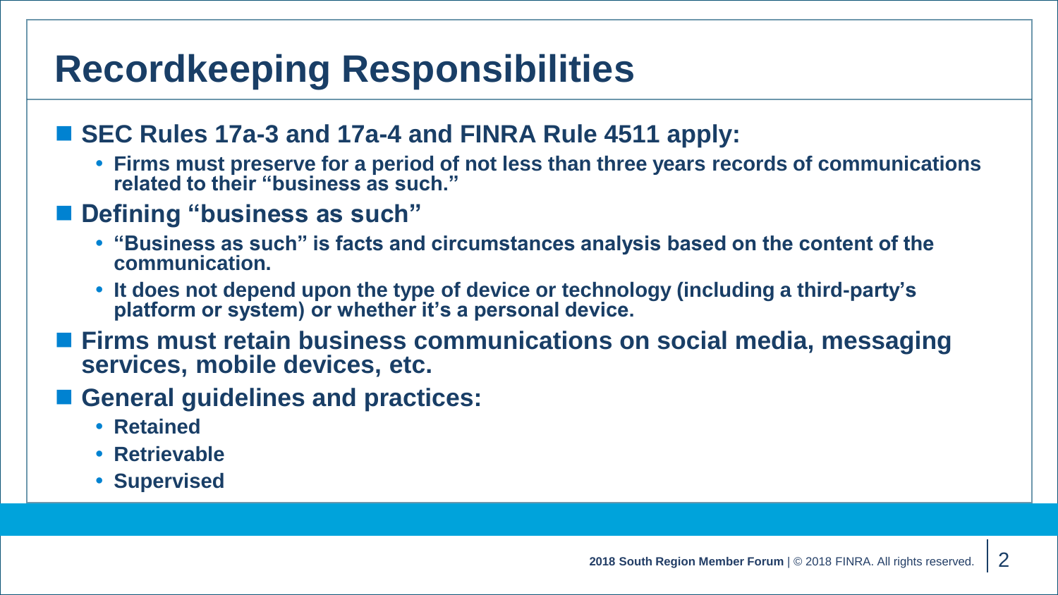# Recordkeeping Responsibilities

- **SEC Rules 17a-3 and 17a-4 and FINRA Rule 4511 apply:**
  - **Firms must preserve for a period of not less than three years records of communications related to their "business as such."**
- **Defining "business as such"**
  - **"Business as such" is facts and circumstances analysis based on the content of the communication.**
  - **It does not depend upon the type of device or technology (including a third-party's platform or system) or whether it's a personal device.**
- **Firms must retain business communications on social media, messaging services, mobile devices, etc.**
- **General guidelines and practices:**
  - **Retained**
  - **Retrievable**
  - **Supervised**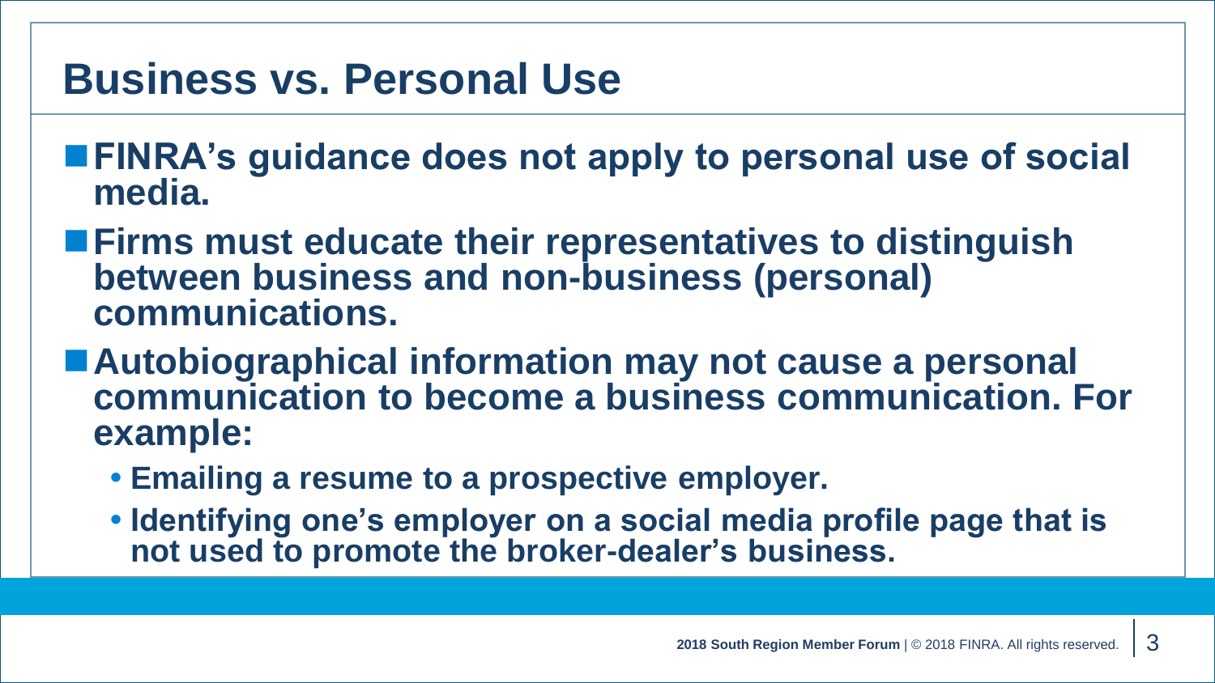# Business vs. Personal Use

- **FINRA's guidance does not apply to personal use of social media.**
- **Firms must educate their representatives to distinguish between business and non-business (personal) communications.**
- **Autobiographical information may not cause a personal communication to become a business communication. For example:**
  - **Emailing a resume to a prospective employer.**
  - **Identifying one's employer on a social media profile page that is not used to promote the broker-dealer's business.**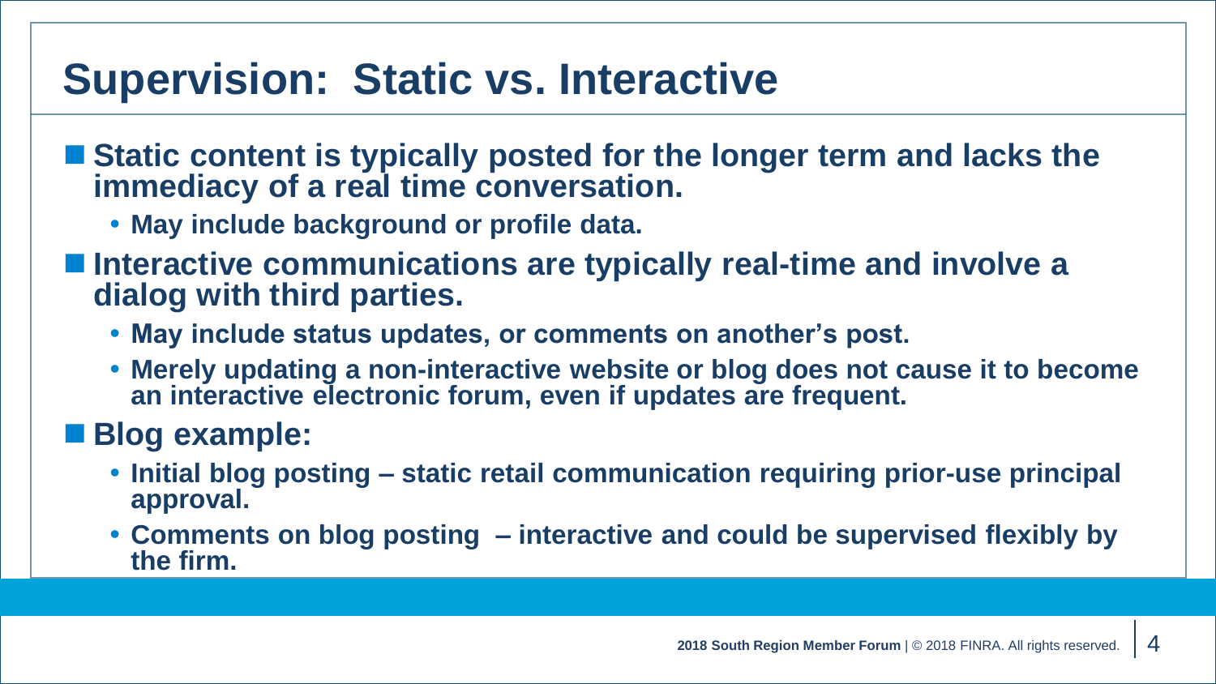# Supervision: Static vs. Interactive

- **Static content is typically posted for the longer term and lacks the immediacy of a real time conversation.**
  - **May include background or profile data.**
- **Interactive communications are typically real-time and involve a dialog with third parties.**
  - **May include status updates, or comments on another's post.**
  - **Merely updating a non-interactive website or blog does not cause it to become an interactive electronic forum, even if updates are frequent.**
- **Blog example:**
  - **Initial blog posting – static retail communication requiring prior-use principal approval.**
  - **Comments on blog posting – interactive and could be supervised flexibly by the firm.**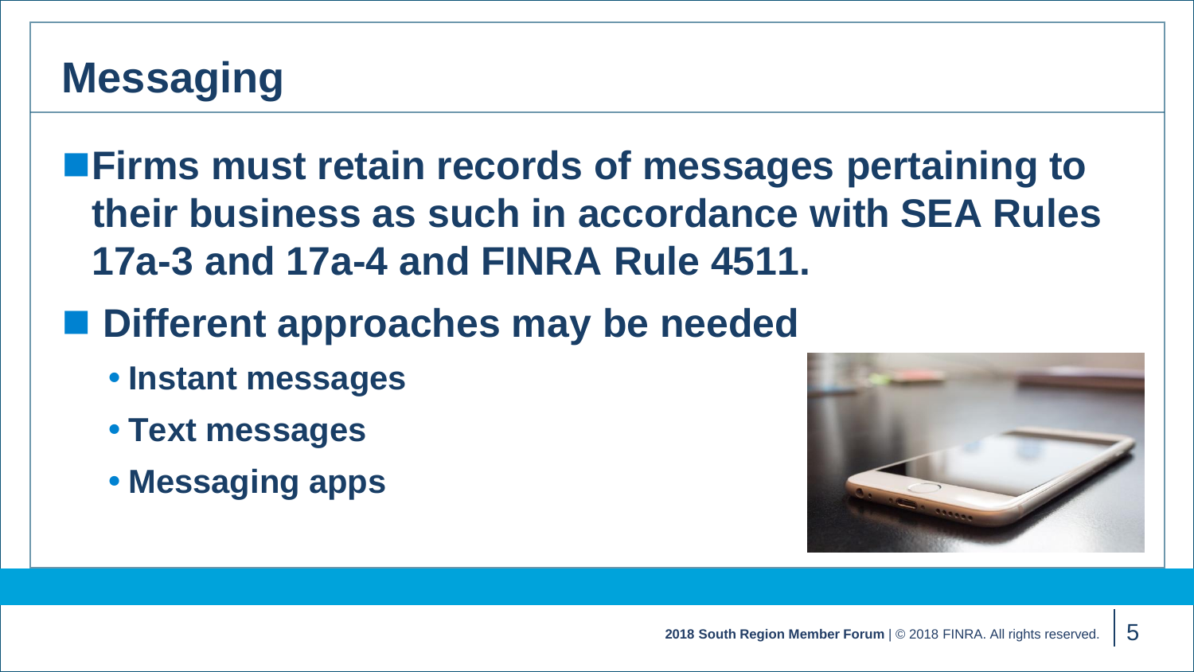# Messaging

- Firms must retain records of messages pertaining to their business as such in accordance with SEA Rules 17a-3 and 17a-4 and FINRA Rule 4511.
- Different approaches may be needed
  - Instant messages
  - Text messages
  - Messaging apps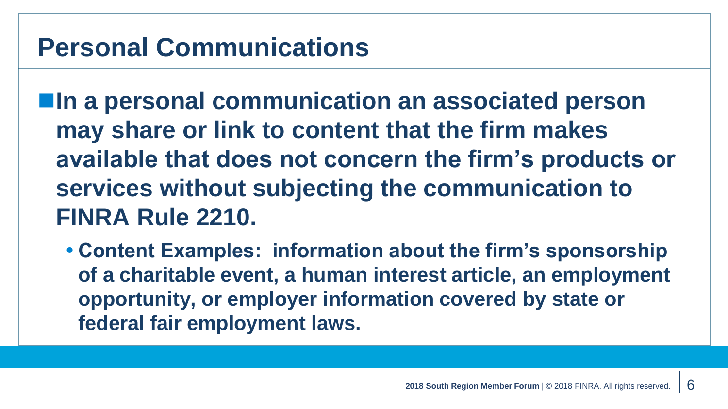# Personal Communications

- **In a personal communication an associated person may share or link to content that the firm makes available that does not concern the firm's products or services without subjecting the communication to FINRA Rule 2210.**
  - **Content Examples: information about the firm's sponsorship of a charitable event, a human interest article, an employment opportunity, or employer information covered by state or federal fair employment laws.**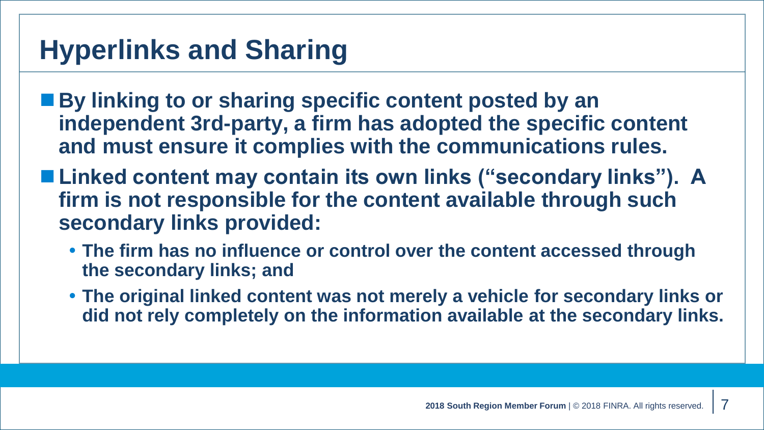# Hyperlinks and Sharing

- **By linking to or sharing specific content posted by an independent 3rd-party, a firm has adopted the specific content and must ensure it complies with the communications rules.**
- **Linked content may contain its own links ("secondary links"). A firm is not responsible for the content available through such secondary links provided:**
  - **The firm has no influence or control over the content accessed through the secondary links; and**
  - **The original linked content was not merely a vehicle for secondary links or did not rely completely on the information available at the secondary links.**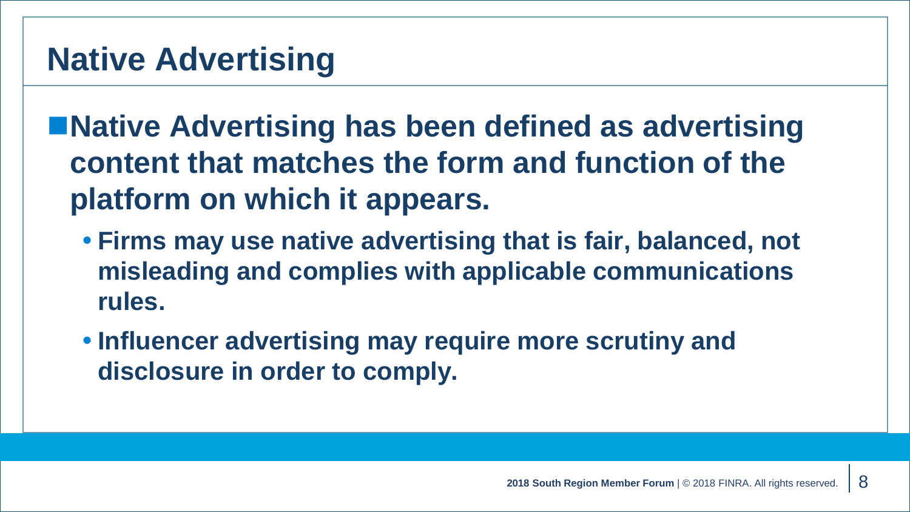# Native Advertising

- **Native Advertising has been defined as advertising content that matches the form and function of the platform on which it appears.**
  - **Firms may use native advertising that is fair, balanced, not misleading and complies with applicable communications rules.**
  - **Influencer advertising may require more scrutiny and disclosure in order to comply.**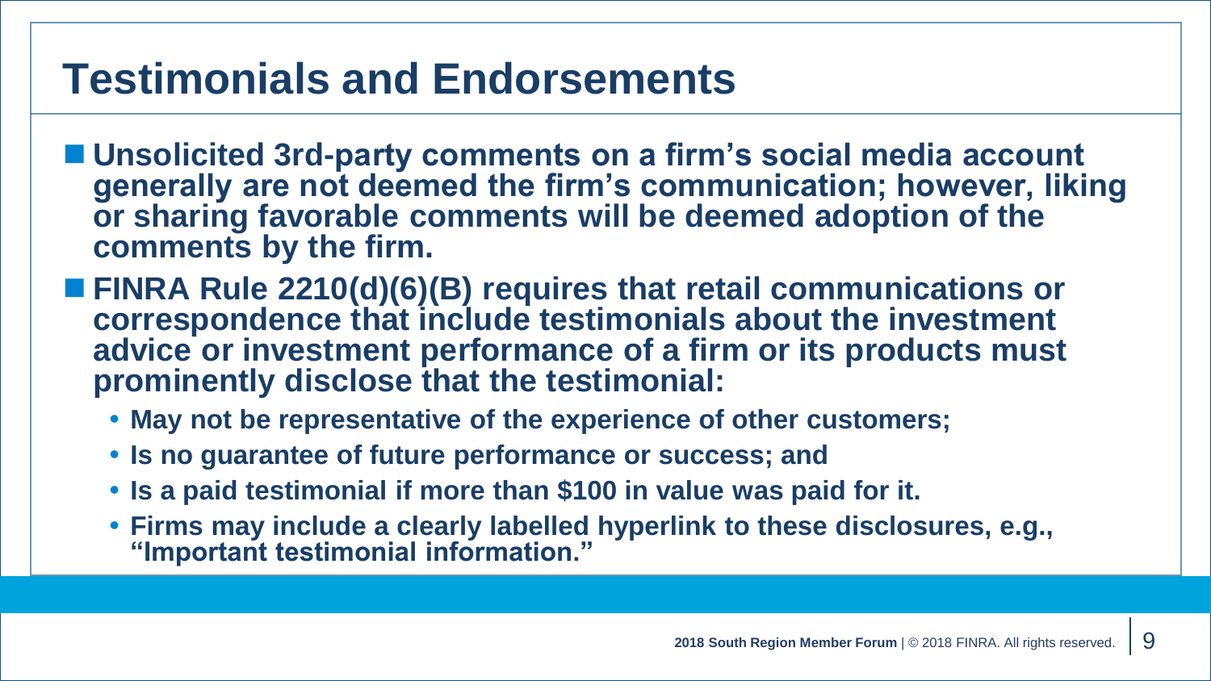# Testimonials and Endorsements

- **Unsolicited 3rd-party comments on a firm's social media account generally are not deemed the firm's communication; however, liking or sharing favorable comments will be deemed adoption of the comments by the firm.**
- **FINRA Rule 2210(d)(6)(B) requires that retail communications or correspondence that include testimonials about the investment advice or investment performance of a firm or its products must prominently disclose that the testimonial:**
  - **May not be representative of the experience of other customers;**
  - **Is no guarantee of future performance or success; and**
  - **Is a paid testimonial if more than $100 in value was paid for it.**
  - **Firms may include a clearly labelled hyperlink to these disclosures, e.g., "Important testimonial information."**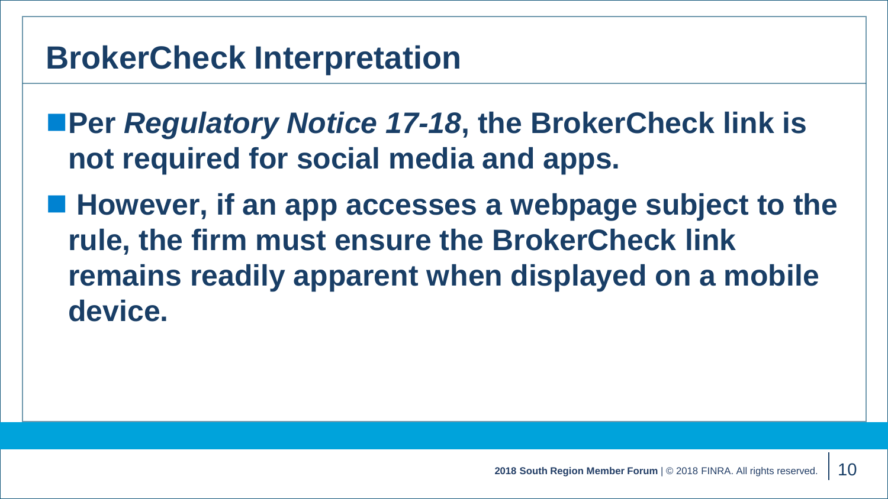# BrokerCheck Interpretation

- **Per *Regulatory Notice 17-18*, the BrokerCheck link is not required for social media and apps.**
- **However, if an app accesses a webpage subject to the rule, the firm must ensure the BrokerCheck link remains readily apparent when displayed on a mobile device.**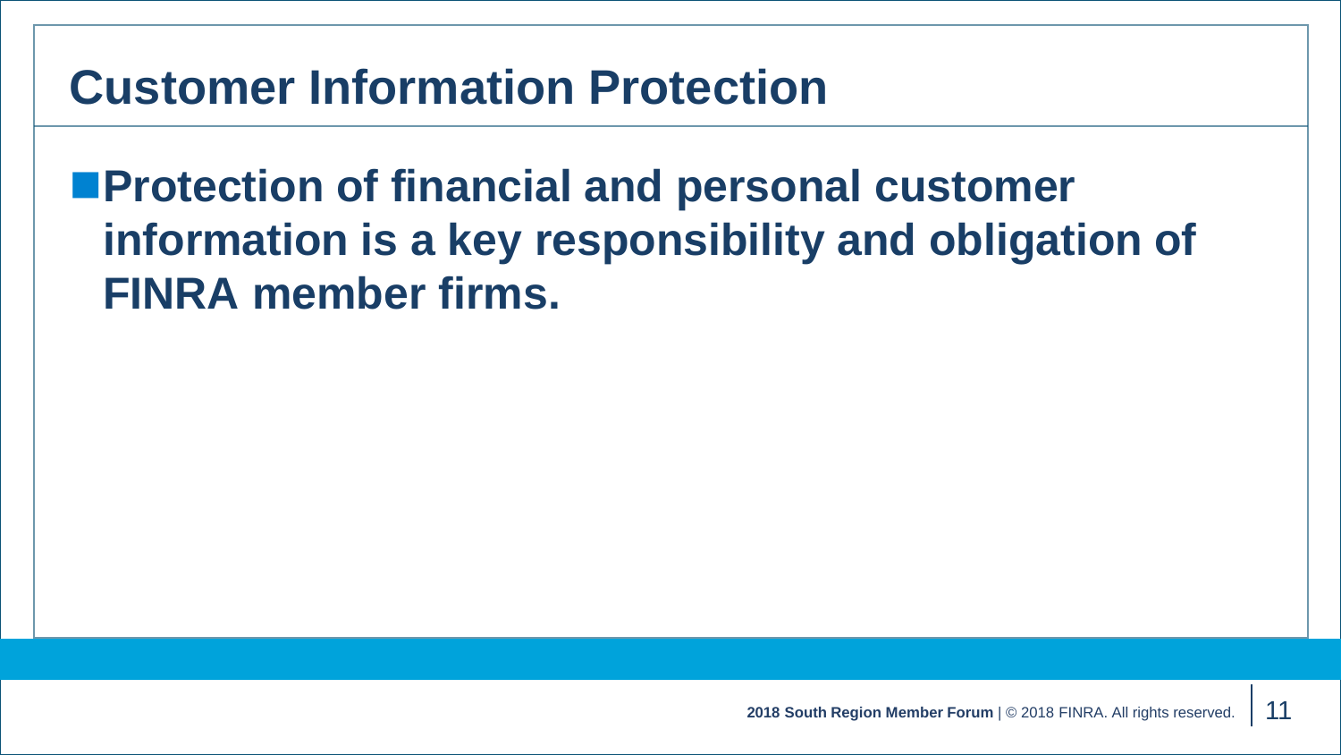# Customer Information Protection

- **Protection of financial and personal customer information is a key responsibility and obligation of FINRA member firms.**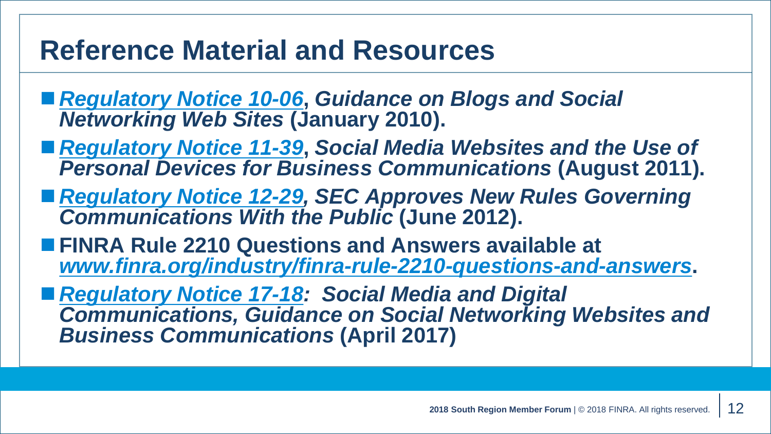# Reference Material and Resources

- ***Regulatory Notice 10-06*, Guidance on Blogs and Social Networking Web Sites (January 2010).**
- ***Regulatory Notice 11-39*, Social Media Websites and the Use of Personal Devices for Business Communications (August 2011).**
- ***Regulatory Notice 12-29*, SEC Approves New Rules Governing Communications With the Public (June 2012).**
- **FINRA Rule 2210 Questions and Answers available at *www.finra.org/industry/finra-rule-2210-questions-and-answers*.**
- ***Regulatory Notice 17-18*: Social Media and Digital Communications, Guidance on Social Networking Websites and Business Communications (April 2017)**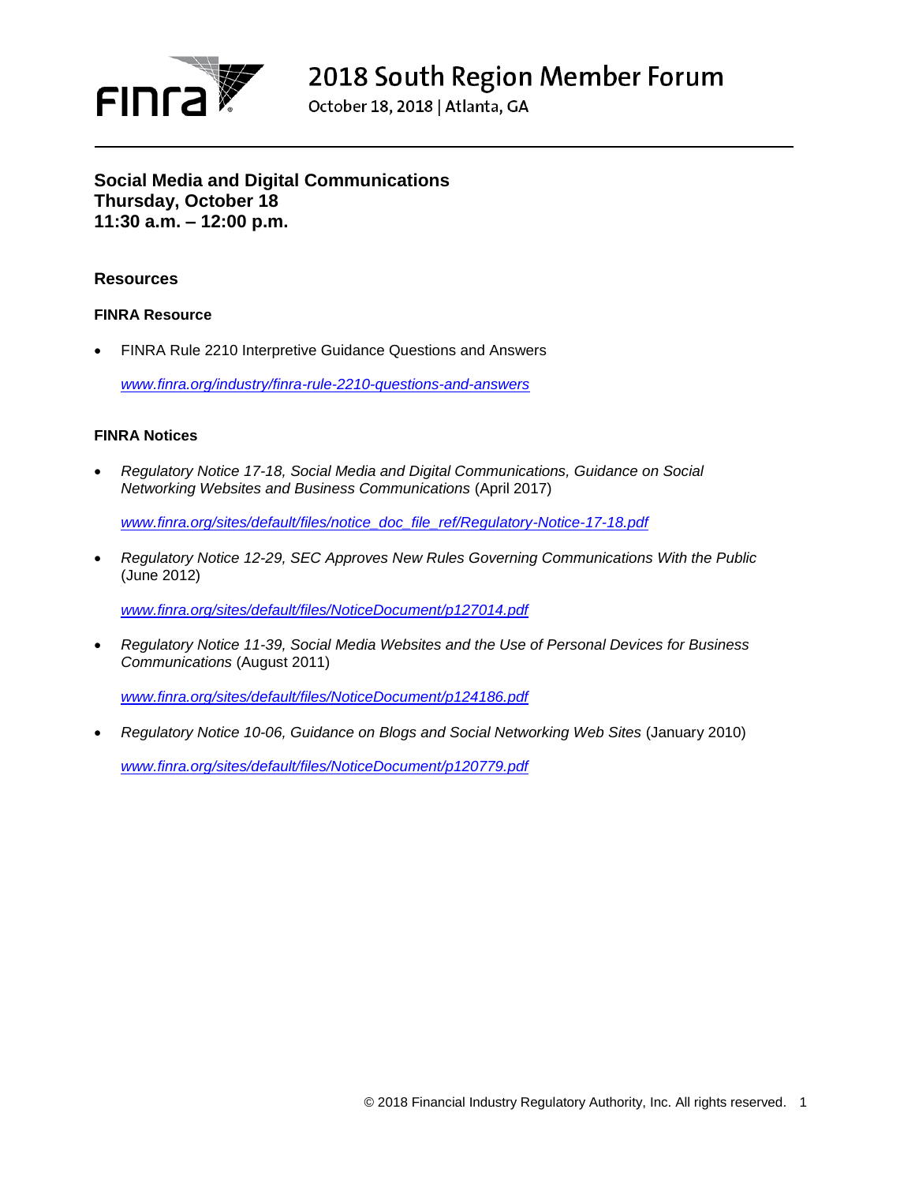# 2018 South Region Member Forum

October 18, 2018 | Atlanta, GA

## Social Media and Digital Communications
## Thursday, October 18
## 11:30 a.m. – 12:00 p.m.

### Resources

#### FINRA Resource

- FINRA Rule 2210 Interpretive Guidance Questions and Answers

  *www.finra.org/industry/finra-rule-2210-questions-and-answers*

#### FINRA Notices

- *Regulatory Notice 17-18, Social Media and Digital Communications, Guidance on Social Networking Websites and Business Communications* (April 2017)

  *www.finra.org/sites/default/files/notice_doc_file_ref/Regulatory-Notice-17-18.pdf*

- *Regulatory Notice 12-29, SEC Approves New Rules Governing Communications With the Public* (June 2012)

  *www.finra.org/sites/default/files/NoticeDocument/p127014.pdf*

- *Regulatory Notice 11-39, Social Media Websites and the Use of Personal Devices for Business Communications* (August 2011)

  *www.finra.org/sites/default/files/NoticeDocument/p124186.pdf*

- *Regulatory Notice 10-06, Guidance on Blogs and Social Networking Web Sites* (January 2010)

  *www.finra.org/sites/default/files/NoticeDocument/p120779.pdf*

© 2018 Financial Industry Regulatory Authority, Inc. All rights reserved.